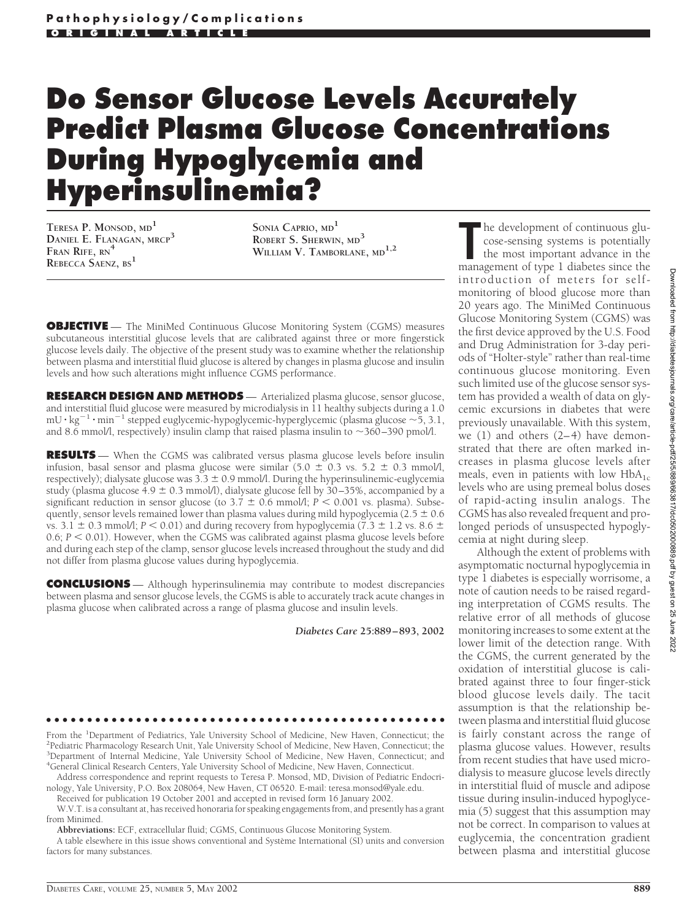**Pathophysiology/Complications**

**ORIGINAL ARTICLE**

# Do Sensor Glucose Levels Accurately Predict Plasma Glucose Concentrations During Hypoglycemia and Hyperinsulinemia?

TERESA P. MONSOD, MD[1]
DANIEL E. FLANAGAN, MRCP[3]
FRAN RIFE, RN[4]
REBECCA SAENZ, BS[1]
SONIA CAPRIO, MD[1]
ROBERT S. SHERWIN, MD[3]
WILLIAM V. TAMBORLANE, MD[1,2]

**OBJECTIVE** — The MiniMed Continuous Glucose Monitoring System (CGMS) measures subcutaneous interstitial glucose levels that are calibrated against three or more fingerstick glucose levels daily. The objective of the present study was to examine whether the relationship between plasma and interstitial fluid glucose is altered by changes in plasma glucose and insulin levels and how such alterations might influence CGMS performance.

**RESEARCH DESIGN AND METHODS** — Arterialized plasma glucose, sensor glucose, and interstitial fluid glucose were measured by microdialysis in 11 healthy subjects during a 1.0 $mU \cdot kg^{-1} \cdot min^{-1}$ stepped euglycemic-hypoglycemic-hyperglycemic (plasma glucose ~5, 3.1, and 8.6 mmol/l, respectively) insulin clamp that raised plasma insulin to ~360–390 pmol/l.

**RESULTS** — When the CGMS was calibrated versus plasma glucose levels before insulin infusion, basal sensor and plasma glucose were similar (5.0 ± 0.3 vs. 5.2 ± 0.3 mmol/l, respectively); dialysate glucose was 3.3 ± 0.9 mmol/l. During the hyperinsulinemic-euglycemia study (plasma glucose 4.9 ± 0.3 mmol/l), dialysate glucose fell by 30–35%, accompanied by a significant reduction in sensor glucose (to 3.7 ± 0.6 mmol/l; $P < 0.001$ vs. plasma). Subsequently, sensor levels remained lower than plasma values during mild hypoglycemia (2.5 ± 0.6 vs. 3.1 ± 0.3 mmol/l; $P < 0.01$) and during recovery from hypoglycemia (7.3 ± 1.2 vs. 8.6 ± 0.6; $P < 0.01$). However, when the CGMS was calibrated against plasma glucose levels before and during each step of the clamp, sensor glucose levels increased throughout the study and did not differ from plasma glucose values during hypoglycemia.

**CONCLUSIONS** — Although hyperinsulinemia may contribute to modest discrepancies between plasma and sensor glucose levels, the CGMS is able to accurately track acute changes in plasma glucose when calibrated across a range of plasma glucose and insulin levels.

*Diabetes Care* **25:**889–893, 2002

---

From the [1]Department of Pediatrics, Yale University School of Medicine, New Haven, Connecticut; the [2]Pediatric Pharmacology Research Unit, Yale University School of Medicine, New Haven, Connecticut; the [3]Department of Internal Medicine, Yale University School of Medicine, New Haven, Connecticut; and [4]General Clinical Research Centers, Yale University School of Medicine, New Haven, Connecticut.

Address correspondence and reprint requests to Teresa P. Monsod, MD, Division of Pediatric Endocrinology, Yale University, P.O. Box 208064, New Haven, CT 06520. E-mail: teresa.monsod@yale.edu.

Received for publication 19 October 2001 and accepted in revised form 16 January 2002.

W.V.T. is a consultant at, has received honoraria for speaking engagements from, and presently has a grant from Minimed.

**Abbreviations:** ECF, extracellular fluid; CGMS, Continuous Glucose Monitoring System.

A table elsewhere in this issue shows conventional and Système International (SI) units and conversion factors for many substances.

---

The development of continuous glucose-sensing systems is potentially the most important advance in the management of type 1 diabetes since the introduction of meters for self-monitoring of blood glucose more than 20 years ago. The MiniMed Continuous Glucose Monitoring System (CGMS) was the first device approved by the U.S. Food and Drug Administration for 3-day periods of "Holter-style" rather than real-time continuous glucose monitoring. Even such limited use of the glucose sensor system has provided a wealth of data on glycemic excursions in diabetes that were previously unavailable. With this system, we (1) and others (2–4) have demonstrated that there are often marked increases in plasma glucose levels after meals, even in patients with low $HbA_{1c}$ levels who are using premeal bolus doses of rapid-acting insulin analogs. The CGMS has also revealed frequent and prolonged periods of unsuspected hypoglycemia at night during sleep.

Although the extent of problems with asymptomatic nocturnal hypoglycemia in type 1 diabetes is especially worrisome, a note of caution needs to be raised regarding interpretation of CGMS results. The relative error of all methods of glucose monitoring increases to some extent at the lower limit of the detection range. With the CGMS, the current generated by the oxidation of interstitial glucose is calibrated against three to four finger-stick blood glucose levels daily. The tacit assumption is that the relationship between plasma and interstitial fluid glucose is fairly constant across the range of plasma glucose values. However, results from recent studies that have used microdialysis to measure glucose levels directly in interstitial fluid of muscle and adipose tissue during insulin-induced hypoglycemia (5) suggest that this assumption may not be correct. In comparison to values at euglycemia, the concentration gradient between plasma and interstitial glucose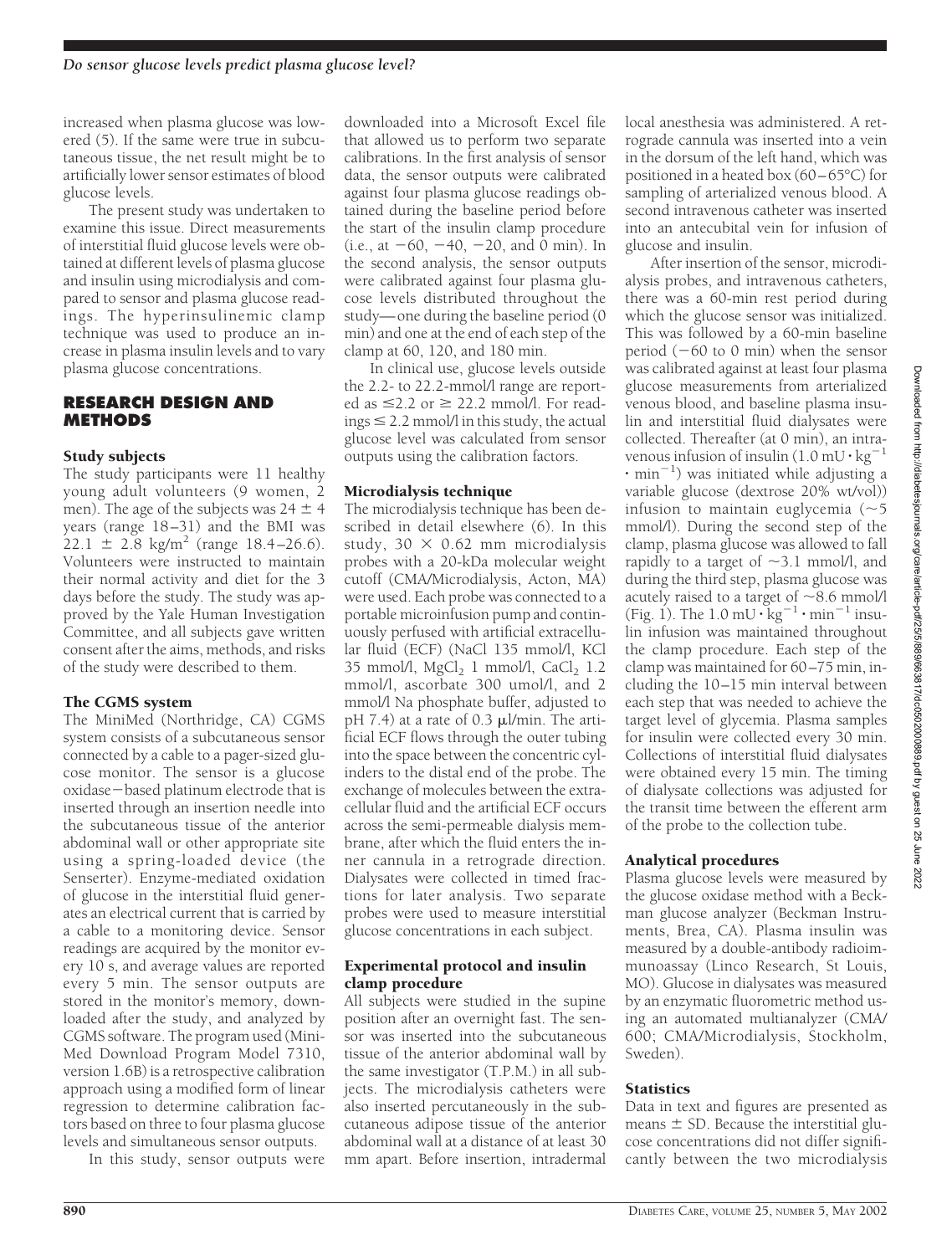increased when plasma glucose was lowered (5). If the same were true in subcutaneous tissue, the net result might be to artificially lower sensor estimates of blood glucose levels.

The present study was undertaken to examine this issue. Direct measurements of interstitial fluid glucose levels were obtained at different levels of plasma glucose and insulin using microdialysis and compared to sensor and plasma glucose readings. The hyperinsulinemic clamp technique was used to produce an increase in plasma insulin levels and to vary plasma glucose concentrations.

## RESEARCH DESIGN AND METHODS

### Study subjects

The study participants were 11 healthy young adult volunteers (9 women, 2 men). The age of the subjects was $24 \pm 4$ years (range 18–31) and the BMI was $22.1 \pm 2.8$ kg/m$^2$ (range 18.4–26.6). Volunteers were instructed to maintain their normal activity and diet for the 3 days before the study. The study was approved by the Yale Human Investigation Committee, and all subjects gave written consent after the aims, methods, and risks of the study were described to them.

### The CGMS system

The MiniMed (Northridge, CA) CGMS system consists of a subcutaneous sensor connected by a cable to a pager-sized glucose monitor. The sensor is a glucose oxidase−based platinum electrode that is inserted through an insertion needle into the subcutaneous tissue of the anterior abdominal wall or other appropriate site using a spring-loaded device (the Senserter). Enzyme-mediated oxidation of glucose in the interstitial fluid generates an electrical current that is carried by a cable to a monitoring device. Sensor readings are acquired by the monitor every 10 s, and average values are reported every 5 min. The sensor outputs are stored in the monitor's memory, downloaded after the study, and analyzed by CGMS software. The program used (MiniMed Download Program Model 7310, version 1.6B) is a retrospective calibration approach using a modified form of linear regression to determine calibration factors based on three to four plasma glucose levels and simultaneous sensor outputs.

In this study, sensor outputs were downloaded into a Microsoft Excel file that allowed us to perform two separate calibrations. In the first analysis of sensor data, the sensor outputs were calibrated against four plasma glucose readings obtained during the baseline period before the start of the insulin clamp procedure (i.e., at −60, −40, −20, and 0 min). In the second analysis, the sensor outputs were calibrated against four plasma glucose levels distributed throughout the study—one during the baseline period (0 min) and one at the end of each step of the clamp at 60, 120, and 180 min.

In clinical use, glucose levels outside the 2.2- to 22.2-mmol/l range are reported as ≤2.2 or ≥ 22.2 mmol/l. For readings ≤ 2.2 mmol/l in this study, the actual glucose level was calculated from sensor outputs using the calibration factors.

### Microdialysis technique

The microdialysis technique has been described in detail elsewhere (6). In this study, 30 × 0.62 mm microdialysis probes with a 20-kDa molecular weight cutoff (CMA/Microdialysis, Acton, MA) were used. Each probe was connected to a portable microinfusion pump and continuously perfused with artificial extracellular fluid (ECF) (NaCl 135 mmol/l, KCl 35 mmol/l, $MgCl_2$ 1 mmol/l, $CaCl_2$ 1.2 mmol/l, ascorbate 300 umol/l, and 2 mmol/l Na phosphate buffer, adjusted to pH 7.4) at a rate of 0.3 μl/min. The artificial ECF flows through the outer tubing into the space between the concentric cylinders to the distal end of the probe. The exchange of molecules between the extracellular fluid and the artificial ECF occurs across the semi-permeable dialysis membrane, after which the fluid enters the inner cannula in a retrograde direction. Dialysates were collected in timed fractions for later analysis. Two separate probes were used to measure interstitial glucose concentrations in each subject.

### Experimental protocol and insulin clamp procedure

All subjects were studied in the supine position after an overnight fast. The sensor was inserted into the subcutaneous tissue of the anterior abdominal wall by the same investigator (T.P.M.) in all subjects. The microdialysis catheters were also inserted percutaneously in the subcutaneous adipose tissue of the anterior abdominal wall at a distance of at least 30 mm apart. Before insertion, intradermal local anesthesia was administered. A retrograde cannula was inserted into a vein in the dorsum of the left hand, which was positioned in a heated box (60–65°C) for sampling of arterialized venous blood. A second intravenous catheter was inserted into an antecubital vein for infusion of glucose and insulin.

After insertion of the sensor, microdialysis probes, and intravenous catheters, there was a 60-min rest period during which the glucose sensor was initialized. This was followed by a 60-min baseline period (−60 to 0 min) when the sensor was calibrated against at least four plasma glucose measurements from arterialized venous blood, and baseline plasma insulin and interstitial fluid dialysates were collected. Thereafter (at 0 min), an intravenous infusion of insulin ($1.0 \text{ mU} \cdot \text{kg}^{-1} \cdot \text{min}^{-1}$) was initiated while adjusting a variable glucose (dextrose 20% wt/vol)) infusion to maintain euglycemia (~5 mmol/l). During the second step of the clamp, plasma glucose was allowed to fall rapidly to a target of ~3.1 mmol/l, and during the third step, plasma glucose was acutely raised to a target of ~8.6 mmol/l (Fig. 1). The $1.0 \text{ mU} \cdot \text{kg}^{-1} \cdot \text{min}^{-1}$ insulin infusion was maintained throughout the clamp procedure. Each step of the clamp was maintained for 60–75 min, including the 10–15 min interval between each step that was needed to achieve the target level of glycemia. Plasma samples for insulin were collected every 30 min. Collections of interstitial fluid dialysates were obtained every 15 min. The timing of dialysate collections was adjusted for the transit time between the efferent arm of the probe to the collection tube.

### Analytical procedures

Plasma glucose levels were measured by the glucose oxidase method with a Beckman glucose analyzer (Beckman Instruments, Brea, CA). Plasma insulin was measured by a double-antibody radioimmunoassay (Linco Research, St Louis, MO). Glucose in dialysates was measured by an enzymatic fluorometric method using an automated multianalyzer (CMA/600; CMA/Microdialysis, Stockholm, Sweden).

### Statistics

Data in text and figures are presented as means ± SD. Because the interstitial glucose concentrations did not differ significantly between the two microdialysis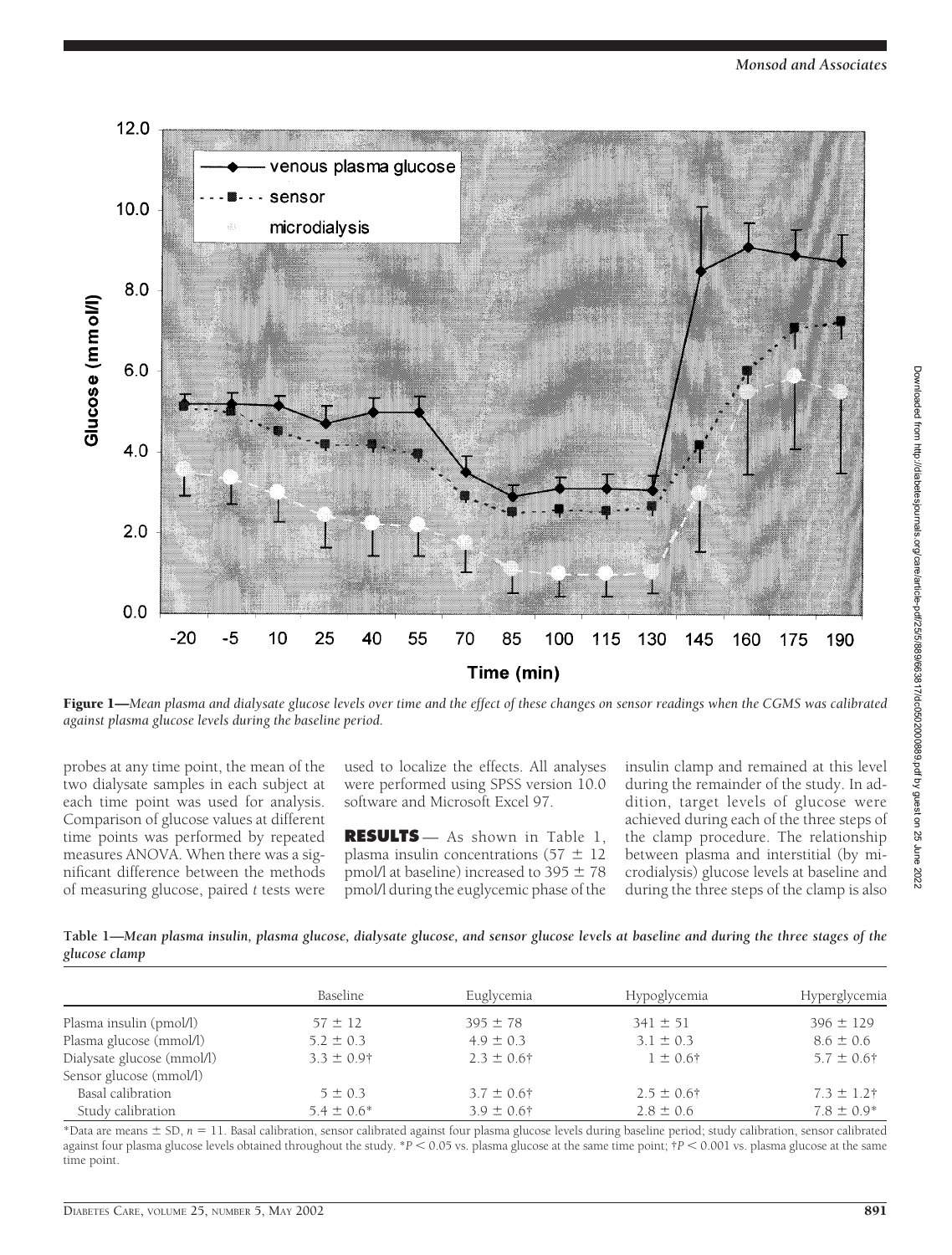Figure 1—*Mean plasma and dialysate glucose levels over time and the effect of these changes on sensor readings when the CGMS was calibrated against plasma glucose levels during the baseline period.*

probes at any time point, the mean of the two dialysate samples in each subject at each time point was used for analysis. Comparison of glucose values at different time points was performed by repeated measures ANOVA. When there was a significant difference between the methods of measuring glucose, paired *t* tests were used to localize the effects. All analyses were performed using SPSS version 10.0 software and Microsoft Excel 97.

**RESULTS** — As shown in Table 1, plasma insulin concentrations (57 ± 12 pmol/l at baseline) increased to 395 ± 78 pmol/l during the euglycemic phase of the insulin clamp and remained at this level during the remainder of the study. In addition, target levels of glucose were achieved during each of the three steps of the clamp procedure. The relationship between plasma and interstitial (by microdialysis) glucose levels at baseline and during the three steps of the clamp is also

**Table 1—*Mean plasma insulin, plasma glucose, dialysate glucose, and sensor glucose levels at baseline and during the three stages of the glucose clamp***

| | Baseline | Euglycemia | Hypoglycemia | Hyperglycemia |
|---|---|---|---|---|
| Plasma insulin (pmol/l) | 57 ± 12 | 395 ± 78 | 341 ± 51 | 396 ± 129 |
| Plasma glucose (mmol/l) | 5.2 ± 0.3 | 4.9 ± 0.3 | 3.1 ± 0.3 | 8.6 ± 0.6 |
| Dialysate glucose (mmol/l) | 3.3 ± 0.9† | 2.3 ± 0.6† | 1 ± 0.6† | 5.7 ± 0.6† |
| Sensor glucose (mmol/l) | | | | |
| Basal calibration | 5 ± 0.3 | 3.7 ± 0.6† | 2.5 ± 0.6† | 7.3 ± 1.2† |
| Study calibration | 5.4 ± 0.6* | 3.9 ± 0.6† | 2.8 ± 0.6 | 7.8 ± 0.9* |

*Data are means ± SD, $n = 11$. Basal calibration, sensor calibrated against four plasma glucose levels during baseline period; study calibration, sensor calibrated against four plasma glucose levels obtained throughout the study. *$P < 0.05$ vs. plasma glucose at the same time point; †$P < 0.001$ vs. plasma glucose at the same time point.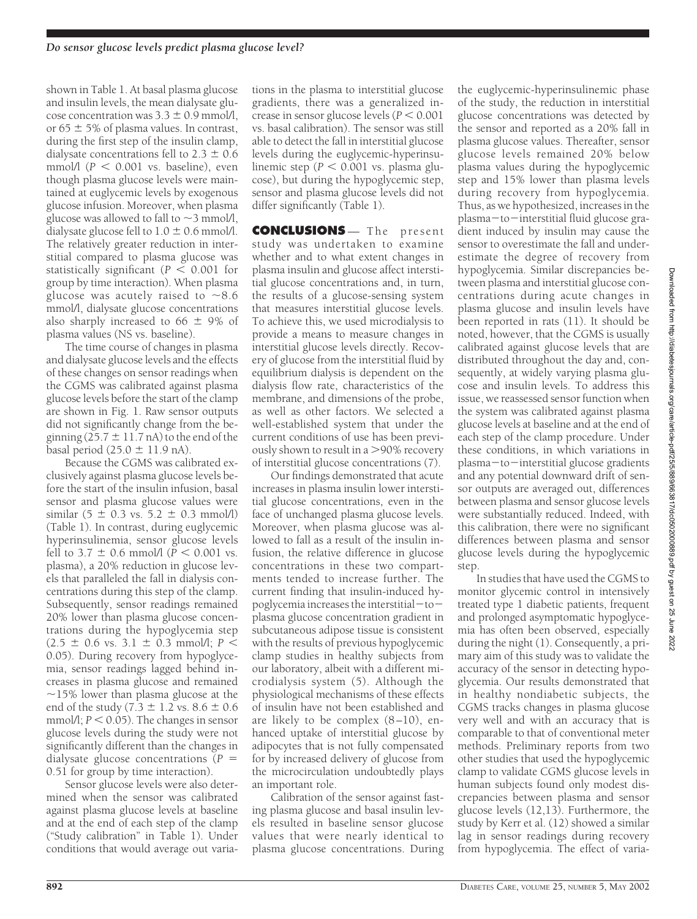shown in Table 1. At basal plasma glucose and insulin levels, the mean dialysate glucose concentration was $3.3 \pm 0.9$ mmol/l, or $65 \pm 5\%$ of plasma values. In contrast, during the first step of the insulin clamp, dialysate concentrations fell to $2.3 \pm 0.6$ mmol/l ($P < 0.001$ vs. baseline), even though plasma glucose levels were maintained at euglycemic levels by exogenous glucose infusion. Moreover, when plasma glucose was allowed to fall to ~3 mmol/l, dialysate glucose fell to $1.0 \pm 0.6$ mmol/l. The relatively greater reduction in interstitial compared to plasma glucose was statistically significant ($P < 0.001$ for group by time interaction). When plasma glucose was acutely raised to ~8.6 mmol/l, dialysate glucose concentrations also sharply increased to $66 \pm 9\%$ of plasma values (NS vs. baseline).

The time course of changes in plasma and dialysate glucose levels and the effects of these changes on sensor readings when the CGMS was calibrated against plasma glucose levels before the start of the clamp are shown in Fig. 1. Raw sensor outputs did not significantly change from the beginning ($25.7 \pm 11.7$ nA) to the end of the basal period ($25.0 \pm 11.9$ nA).

Because the CGMS was calibrated exclusively against plasma glucose levels before the start of the insulin infusion, basal sensor and plasma glucose values were similar ($5 \pm 0.3$ vs. $5.2 \pm 0.3$ mmol/l) (Table 1). In contrast, during euglycemic hyperinsulinemia, sensor glucose levels fell to $3.7 \pm 0.6$ mmol/l ($P < 0.001$ vs. plasma), a 20% reduction in glucose levels that paralleled the fall in dialysis concentrations during this step of the clamp. Subsequently, sensor readings remained 20% lower than plasma glucose concentrations during the hypoglycemia step ($2.5 \pm 0.6$ vs. $3.1 \pm 0.3$ mmol/l; $P < 0.05$). During recovery from hypoglycemia, sensor readings lagged behind increases in plasma glucose and remained ~15% lower than plasma glucose at the end of the study ($7.3 \pm 1.2$ vs. $8.6 \pm 0.6$ mmol/l; $P < 0.05$). The changes in sensor glucose levels during the study were not significantly different than the changes in dialysate glucose concentrations ($P = 0.51$ for group by time interaction).

Sensor glucose levels were also determined when the sensor was calibrated against plasma glucose levels at baseline and at the end of each step of the clamp ("Study calibration" in Table 1). Under conditions that would average out variations in the plasma to interstitial glucose gradients, there was a generalized increase in sensor glucose levels ($P < 0.001$ vs. basal calibration). The sensor was still able to detect the fall in interstitial glucose levels during the euglycemic-hyperinsulinemic step ($P < 0.001$ vs. plasma glucose), but during the hypoglycemic step, sensor and plasma glucose levels did not differ significantly (Table 1).

## CONCLUSIONS

The present study was undertaken to examine whether and to what extent changes in plasma insulin and glucose affect interstitial glucose concentrations and, in turn, the results of a glucose-sensing system that measures interstitial glucose levels. To achieve this, we used microdialysis to provide a means to measure changes in interstitial glucose levels directly. Recovery of glucose from the interstitial fluid by equilibrium dialysis is dependent on the dialysis flow rate, characteristics of the membrane, and dimensions of the probe, as well as other factors. We selected a well-established system that under the current conditions of use has been previously shown to result in a >90% recovery of interstitial glucose concentrations (7).

Our findings demonstrated that acute increases in plasma insulin lower interstitial glucose concentrations, even in the face of unchanged plasma glucose levels. Moreover, when plasma glucose was allowed to fall as a result of the insulin infusion, the relative difference in glucose concentrations in these two compartments tended to increase further. The current finding that insulin-induced hypoglycemia increases the interstitial–to–plasma glucose concentration gradient in subcutaneous adipose tissue is consistent with the results of previous hypoglycemic clamp studies in healthy subjects from our laboratory, albeit with a different microdialysis system (5). Although the physiological mechanisms of these effects of insulin have not been established and are likely to be complex (8–10), enhanced uptake of interstitial glucose by adipocytes that is not fully compensated for by increased delivery of glucose from the microcirculation undoubtedly plays an important role.

Calibration of the sensor against fasting plasma glucose and basal insulin levels resulted in baseline sensor glucose values that were nearly identical to plasma glucose concentrations. During the euglycemic-hyperinsulinemic phase of the study, the reduction in interstitial glucose concentrations was detected by the sensor and reported as a 20% fall in plasma glucose values. Thereafter, sensor glucose levels remained 20% below plasma values during the hypoglycemic step and 15% lower than plasma levels during recovery from hypoglycemia. Thus, as we hypothesized, increases in the plasma–to–interstitial fluid glucose gradient induced by insulin may cause the sensor to overestimate the fall and underestimate the degree of recovery from hypoglycemia. Similar discrepancies between plasma and interstitial glucose concentrations during acute changes in plasma glucose and insulin levels have been reported in rats (11). It should be noted, however, that the CGMS is usually calibrated against glucose levels that are distributed throughout the day and, consequently, at widely varying plasma glucose and insulin levels. To address this issue, we reassessed sensor function when the system was calibrated against plasma glucose levels at baseline and at the end of each step of the clamp procedure. Under these conditions, in which variations in plasma–to–interstitial glucose gradients and any potential downward drift of sensor outputs are averaged out, differences between plasma and sensor glucose levels were substantially reduced. Indeed, with this calibration, there were no significant differences between plasma and sensor glucose levels during the hypoglycemic step.

In studies that have used the CGMS to monitor glycemic control in intensively treated type 1 diabetic patients, frequent and prolonged asymptomatic hypoglycemia has often been observed, especially during the night (1). Consequently, a primary aim of this study was to validate the accuracy of the sensor in detecting hypoglycemia. Our results demonstrated that in healthy nondiabetic subjects, the CGMS tracks changes in plasma glucose very well and with an accuracy that is comparable to that of conventional meter methods. Preliminary reports from two other studies that used the hypoglycemic clamp to validate CGMS glucose levels in human subjects found only modest discrepancies between plasma and sensor glucose levels (12,13). Furthermore, the study by Kerr et al. (12) showed a similar lag in sensor readings during recovery from hypoglycemia. The effect of varia-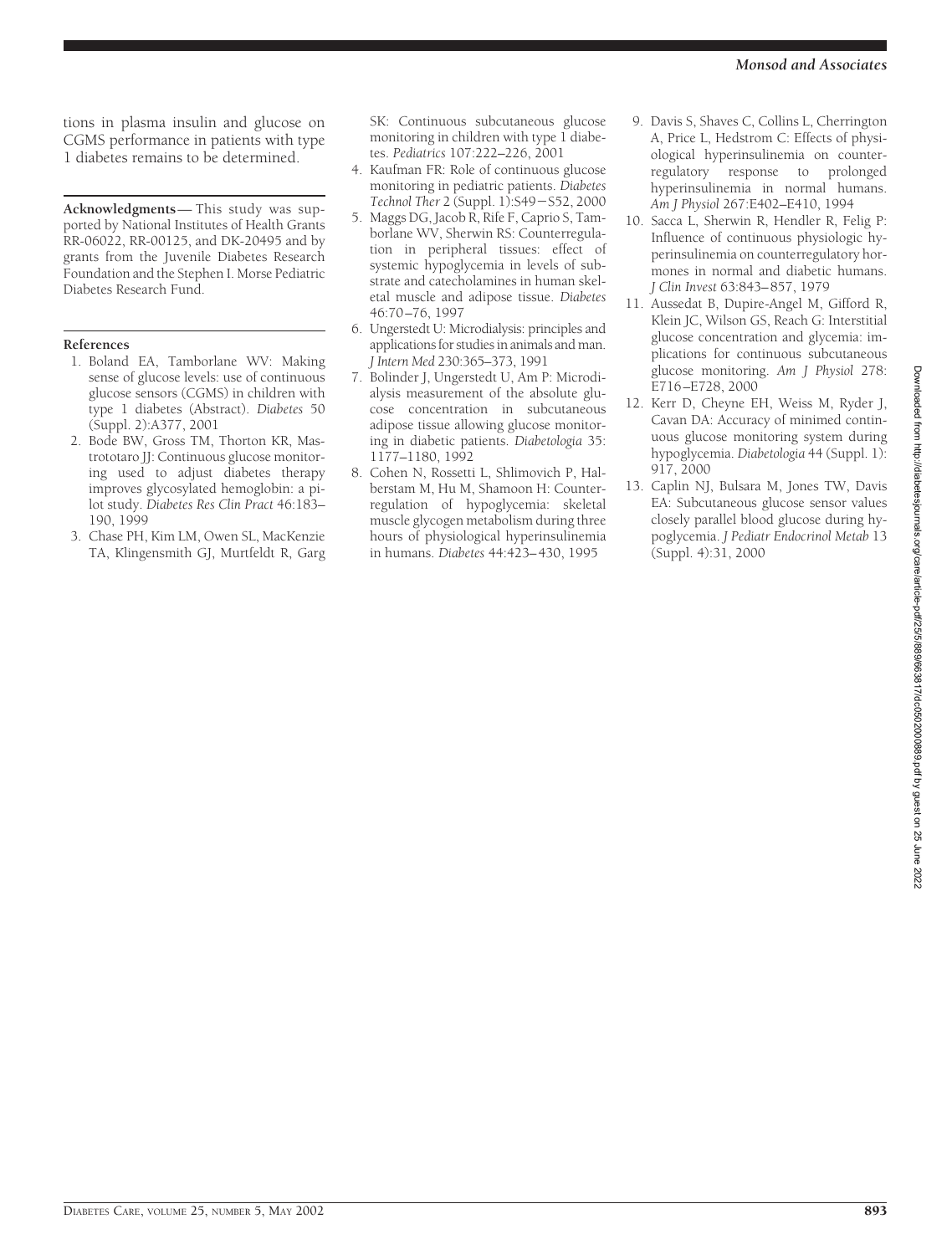tions in plasma insulin and glucose on CGMS performance in patients with type 1 diabetes remains to be determined.

**Acknowledgments**— This study was supported by National Institutes of Health Grants RR-06022, RR-00125, and DK-20495 and by grants from the Juvenile Diabetes Research Foundation and the Stephen I. Morse Pediatric Diabetes Research Fund.

## References

1. Boland EA, Tamborlane WV: Making sense of glucose levels: use of continuous glucose sensors (CGMS) in children with type 1 diabetes (Abstract). *Diabetes* 50 (Suppl. 2):A377, 2001
2. Bode BW, Gross TM, Thorton KR, Mastrototaro JJ: Continuous glucose monitoring used to adjust diabetes therapy improves glycosylated hemoglobin: a pilot study. *Diabetes Res Clin Pract* 46:183–190, 1999
3. Chase PH, Kim LM, Owen SL, MacKenzie TA, Klingensmith GJ, Murtfeldt R, Garg SK: Continuous subcutaneous glucose monitoring in children with type 1 diabetes. *Pediatrics* 107:222–226, 2001
4. Kaufman FR: Role of continuous glucose monitoring in pediatric patients. *Diabetes Technol Ther* 2 (Suppl. 1):S49–S52, 2000
5. Maggs DG, Jacob R, Rife F, Caprio S, Tamborlane WV, Sherwin RS: Counterregulation in peripheral tissues: effect of systemic hypoglycemia in levels of substrate and catecholamines in human skeletal muscle and adipose tissue. *Diabetes* 46:70–76, 1997
6. Ungerstedt U: Microdialysis: principles and applications for studies in animals and man. *J Intern Med* 230:365–373, 1991
7. Bolinder J, Ungerstedt U, Arn P: Microdialysis measurement of the absolute glucose concentration in subcutaneous adipose tissue allowing glucose monitoring in diabetic patients. *Diabetologia* 35: 1177–1180, 1992
8. Cohen N, Rossetti L, Shlimovich P, Halberstam M, Hu M, Shamoon H: Counterregulation of hypoglycemia: skeletal muscle glycogen metabolism during three hours of physiological hyperinsulinemia in humans. *Diabetes* 44:423–430, 1995
9. Davis S, Shaves C, Collins L, Cherrington A, Price L, Hedstrom C: Effects of physiological hyperinsulinemia on counterregulatory response to prolonged hyperinsulinemia in normal humans. *Am J Physiol* 267:E402–E410, 1994
10. Sacca L, Sherwin R, Hendler R, Felig P: Influence of continuous physiologic hyperinsulinemia on counterregulatory hormones in normal and diabetic humans. *J Clin Invest* 63:843–857, 1979
11. Aussedat B, Dupire-Angel M, Gifford R, Klein JC, Wilson GS, Reach G: Interstitial glucose concentration and glycemia: implications for continuous subcutaneous glucose monitoring. *Am J Physiol* 278: E716–E728, 2000
12. Kerr D, Cheyne EH, Weiss M, Ryder J, Cavan DA: Accuracy of minimed continuous glucose monitoring system during hypoglycemia. *Diabetologia* 44 (Suppl. 1): 917, 2000
13. Caplin NJ, Bulsara M, Jones TW, Davis EA: Subcutaneous glucose sensor values closely parallel blood glucose during hypoglycemia. *J Pediatr Endocrinol Metab* 13 (Suppl. 4):31, 2000